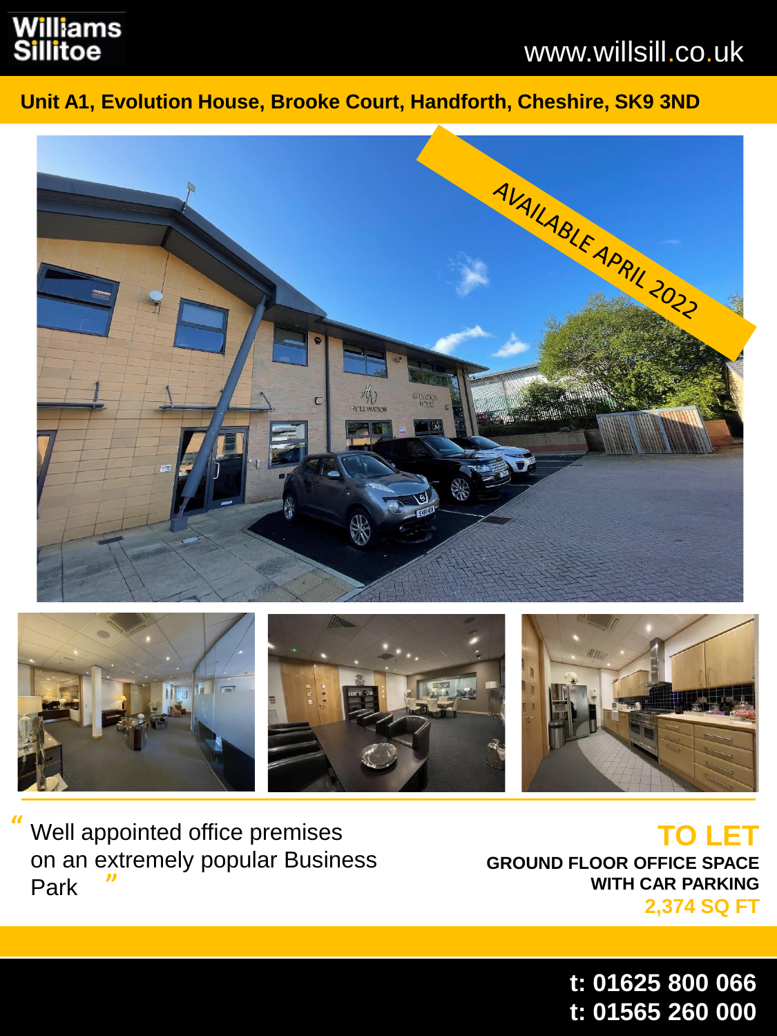Williams Sillitoe

www.willsill.co.uk

# Unit A1, Evolution House, Brooke Court, Handforth, Cheshire, SK9 3ND

AVAILABLE APRIL 2022

*"Well appointed office premises on an extremely popular Business Park"*

## TO LET

**GROUND FLOOR OFFICE SPACE WITH CAR PARKING**

**2,374 SQ FT**

**t: 01625 800 066**
**t: 01565 260 000**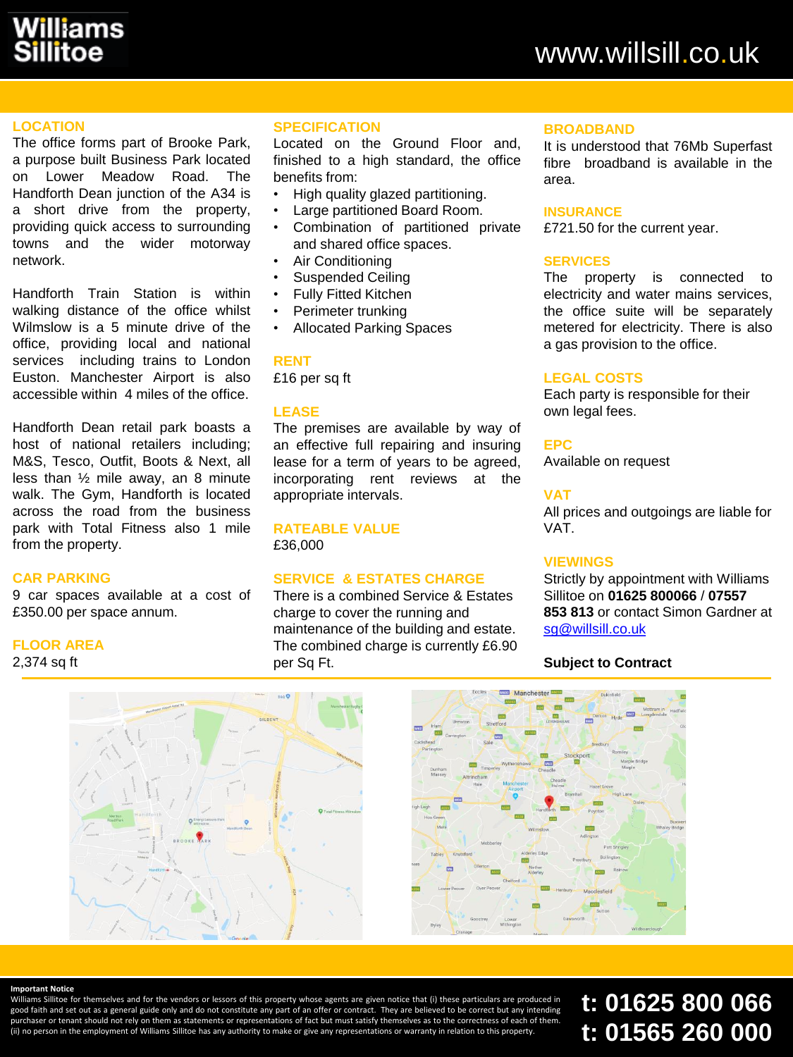Williams Sillitoe

www.willsill.co.uk

## LOCATION

The office forms part of Brooke Park, a purpose built Business Park located on Lower Meadow Road. The Handforth Dean junction of the A34 is a short drive from the property, providing quick access to surrounding towns and the wider motorway network.

Handforth Train Station is within walking distance of the office whilst Wilmslow is a 5 minute drive of the office, providing local and national services including trains to London Euston. Manchester Airport is also accessible within 4 miles of the office.

Handforth Dean retail park boasts a host of national retailers including; M&S, Tesco, Outfit, Boots & Next, all less than ½ mile away, an 8 minute walk. The Gym, Handforth is located across the road from the business park with Total Fitness also 1 mile from the property.

## CAR PARKING

9 car spaces available at a cost of £350.00 per space annum.

## FLOOR AREA

2,374 sq ft

## SPECIFICATION

Located on the Ground Floor and, finished to a high standard, the office benefits from:

- High quality glazed partitioning.
- Large partitioned Board Room.
- Combination of partitioned private and shared office spaces.
- Air Conditioning
- Suspended Ceiling
- Fully Fitted Kitchen
- Perimeter trunking
- Allocated Parking Spaces

## RENT

£16 per sq ft

## LEASE

The premises are available by way of an effective full repairing and insuring lease for a term of years to be agreed, incorporating rent reviews at the appropriate intervals.

## RATEABLE VALUE

£36,000

## SERVICE & ESTATES CHARGE

There is a combined Service & Estates charge to cover the running and maintenance of the building and estate. The combined charge is currently £6.90 per Sq Ft.

## BROADBAND

It is understood that 76Mb Superfast fibre broadband is available in the area.

## INSURANCE

£721.50 for the current year.

## SERVICES

The property is connected to electricity and water mains services, the office suite will be separately metered for electricity. There is also a gas provision to the office.

## LEGAL COSTS

Each party is responsible for their own legal fees.

## EPC

Available on request

## VAT

All prices and outgoings are liable for VAT.

## VIEWINGS

Strictly by appointment with Williams Sillitoe on **01625 800066** / **07557 853 813** or contact Simon Gardner at sg@willsill.co.uk

**Subject to Contract**

**Important Notice**

Williams Sillitoe for themselves and for the vendors or lessors of this property whose agents are given notice that (i) these particulars are produced in good faith and set out as a general guide only and do not constitute any part of an offer or contract. They are believed to be correct but any intending purchaser or tenant should not rely on them as statements or representations of fact but must satisfy themselves as to the correctness of each of them. (ii) no person in the employment of Williams Sillitoe has any authority to make or give any representations or warranty in relation to this property.

**t: 01625 800 066**

**t: 01565 260 000**